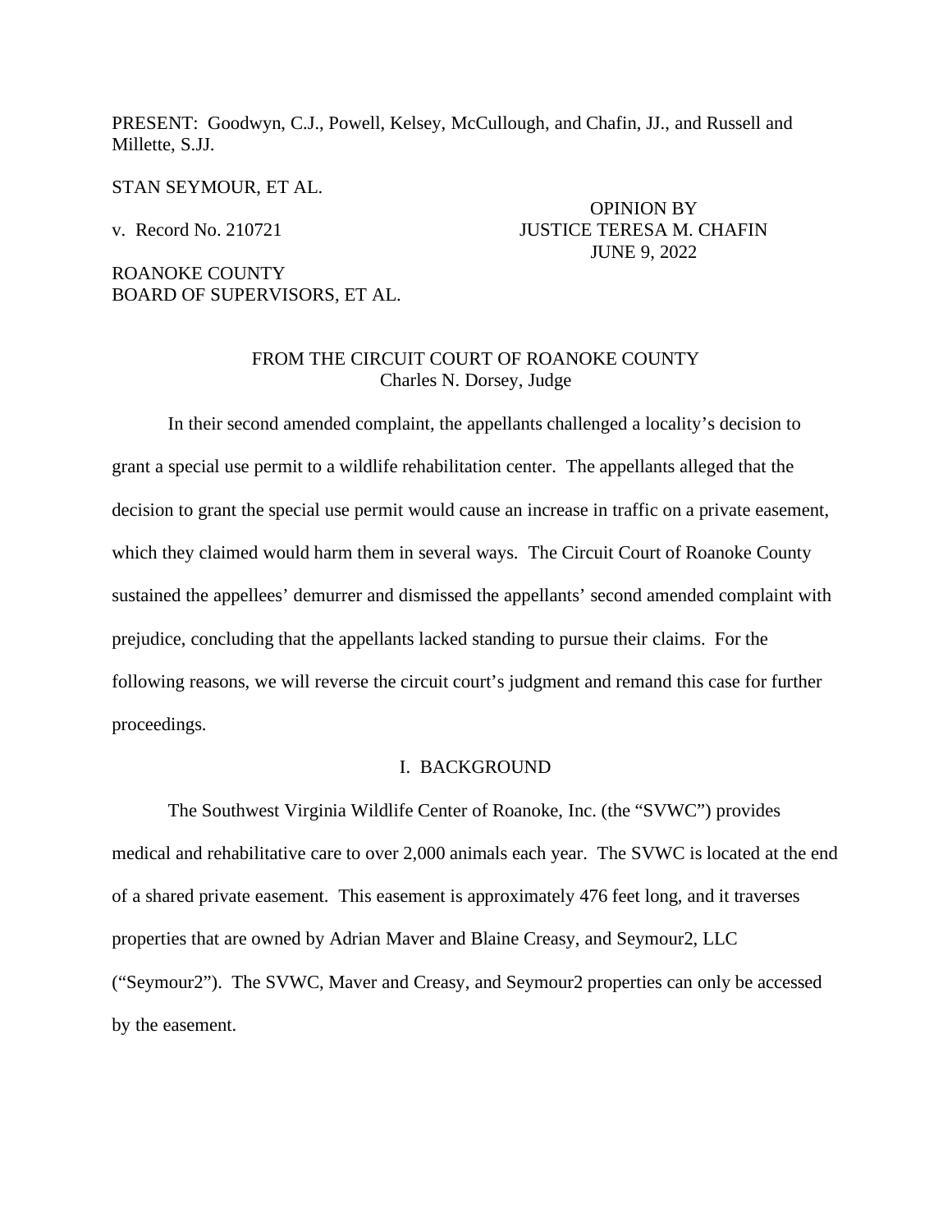PRESENT: Goodwyn, C.J., Powell, Kelsey, McCullough, and Chafin, JJ., and Russell and Millette, S.JJ.

STAN SEYMOUR, ET AL.

v. Record No. 210721

OPINION BY
JUSTICE TERESA M. CHAFIN
JUNE 9, 2022

ROANOKE COUNTY
BOARD OF SUPERVISORS, ET AL.

FROM THE CIRCUIT COURT OF ROANOKE COUNTY
Charles N. Dorsey, Judge

In their second amended complaint, the appellants challenged a locality's decision to grant a special use permit to a wildlife rehabilitation center. The appellants alleged that the decision to grant the special use permit would cause an increase in traffic on a private easement, which they claimed would harm them in several ways. The Circuit Court of Roanoke County sustained the appellees' demurrer and dismissed the appellants' second amended complaint with prejudice, concluding that the appellants lacked standing to pursue their claims. For the following reasons, we will reverse the circuit court's judgment and remand this case for further proceedings.

## I. BACKGROUND

The Southwest Virginia Wildlife Center of Roanoke, Inc. (the "SVWC") provides medical and rehabilitative care to over 2,000 animals each year. The SVWC is located at the end of a shared private easement. This easement is approximately 476 feet long, and it traverses properties that are owned by Adrian Maver and Blaine Creasy, and Seymour2, LLC ("Seymour2"). The SVWC, Maver and Creasy, and Seymour2 properties can only be accessed by the easement.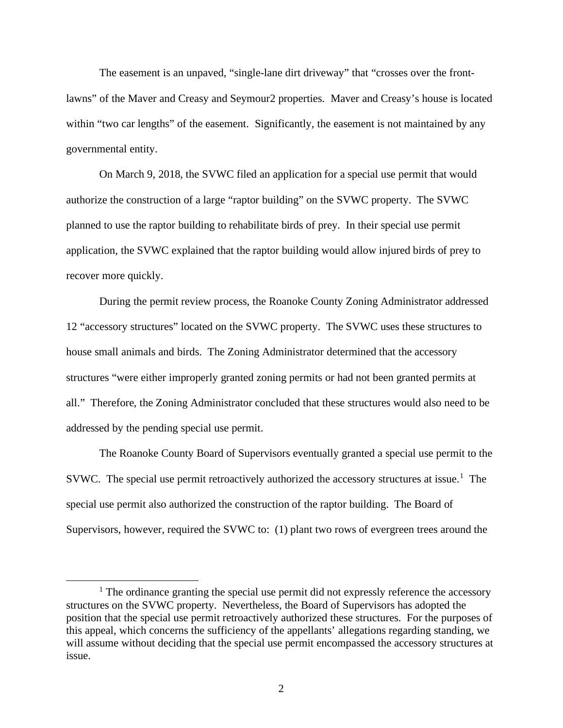The easement is an unpaved, "single-lane dirt driveway" that "crosses over the front-lawns" of the Maver and Creasy and Seymour2 properties. Maver and Creasy's house is located within "two car lengths" of the easement. Significantly, the easement is not maintained by any governmental entity.

On March 9, 2018, the SVWC filed an application for a special use permit that would authorize the construction of a large "raptor building" on the SVWC property. The SVWC planned to use the raptor building to rehabilitate birds of prey. In their special use permit application, the SVWC explained that the raptor building would allow injured birds of prey to recover more quickly.

During the permit review process, the Roanoke County Zoning Administrator addressed 12 "accessory structures" located on the SVWC property. The SVWC uses these structures to house small animals and birds. The Zoning Administrator determined that the accessory structures "were either improperly granted zoning permits or had not been granted permits at all." Therefore, the Zoning Administrator concluded that these structures would also need to be addressed by the pending special use permit.

The Roanoke County Board of Supervisors eventually granted a special use permit to the SVWC. The special use permit retroactively authorized the accessory structures at issue.[1] The special use permit also authorized the construction of the raptor building. The Board of Supervisors, however, required the SVWC to: (1) plant two rows of evergreen trees around the

---

[1] The ordinance granting the special use permit did not expressly reference the accessory structures on the SVWC property. Nevertheless, the Board of Supervisors has adopted the position that the special use permit retroactively authorized these structures. For the purposes of this appeal, which concerns the sufficiency of the appellants' allegations regarding standing, we will assume without deciding that the special use permit encompassed the accessory structures at issue.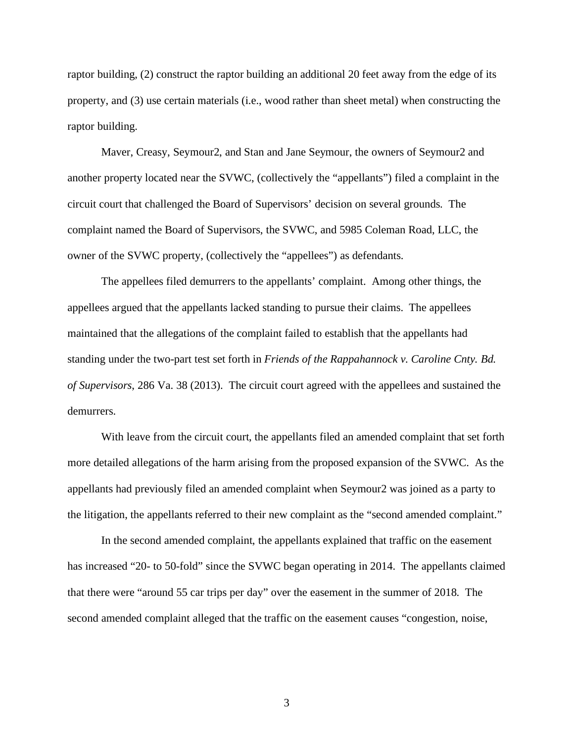raptor building, (2) construct the raptor building an additional 20 feet away from the edge of its property, and (3) use certain materials (i.e., wood rather than sheet metal) when constructing the raptor building.

Maver, Creasy, Seymour2, and Stan and Jane Seymour, the owners of Seymour2 and another property located near the SVWC, (collectively the "appellants") filed a complaint in the circuit court that challenged the Board of Supervisors' decision on several grounds. The complaint named the Board of Supervisors, the SVWC, and 5985 Coleman Road, LLC, the owner of the SVWC property, (collectively the "appellees") as defendants.

The appellees filed demurrers to the appellants' complaint. Among other things, the appellees argued that the appellants lacked standing to pursue their claims. The appellees maintained that the allegations of the complaint failed to establish that the appellants had standing under the two-part test set forth in *Friends of the Rappahannock v. Caroline Cnty. Bd. of Supervisors*, 286 Va. 38 (2013). The circuit court agreed with the appellees and sustained the demurrers.

With leave from the circuit court, the appellants filed an amended complaint that set forth more detailed allegations of the harm arising from the proposed expansion of the SVWC. As the appellants had previously filed an amended complaint when Seymour2 was joined as a party to the litigation, the appellants referred to their new complaint as the "second amended complaint."

In the second amended complaint, the appellants explained that traffic on the easement has increased "20- to 50-fold" since the SVWC began operating in 2014. The appellants claimed that there were "around 55 car trips per day" over the easement in the summer of 2018. The second amended complaint alleged that the traffic on the easement causes "congestion, noise,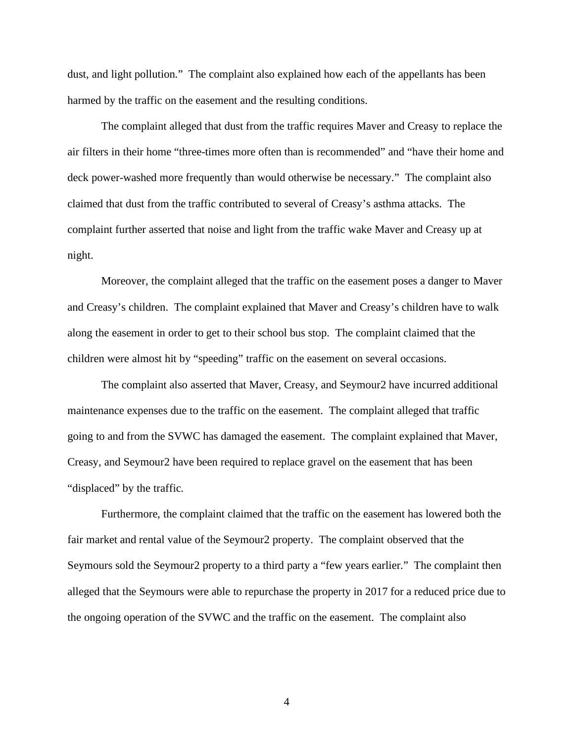dust, and light pollution." The complaint also explained how each of the appellants has been harmed by the traffic on the easement and the resulting conditions.

The complaint alleged that dust from the traffic requires Maver and Creasy to replace the air filters in their home "three-times more often than is recommended" and "have their home and deck power-washed more frequently than would otherwise be necessary." The complaint also claimed that dust from the traffic contributed to several of Creasy's asthma attacks. The complaint further asserted that noise and light from the traffic wake Maver and Creasy up at night.

Moreover, the complaint alleged that the traffic on the easement poses a danger to Maver and Creasy's children. The complaint explained that Maver and Creasy's children have to walk along the easement in order to get to their school bus stop. The complaint claimed that the children were almost hit by "speeding" traffic on the easement on several occasions.

The complaint also asserted that Maver, Creasy, and Seymour2 have incurred additional maintenance expenses due to the traffic on the easement. The complaint alleged that traffic going to and from the SVWC has damaged the easement. The complaint explained that Maver, Creasy, and Seymour2 have been required to replace gravel on the easement that has been "displaced" by the traffic.

Furthermore, the complaint claimed that the traffic on the easement has lowered both the fair market and rental value of the Seymour2 property. The complaint observed that the Seymours sold the Seymour2 property to a third party a "few years earlier." The complaint then alleged that the Seymours were able to repurchase the property in 2017 for a reduced price due to the ongoing operation of the SVWC and the traffic on the easement. The complaint also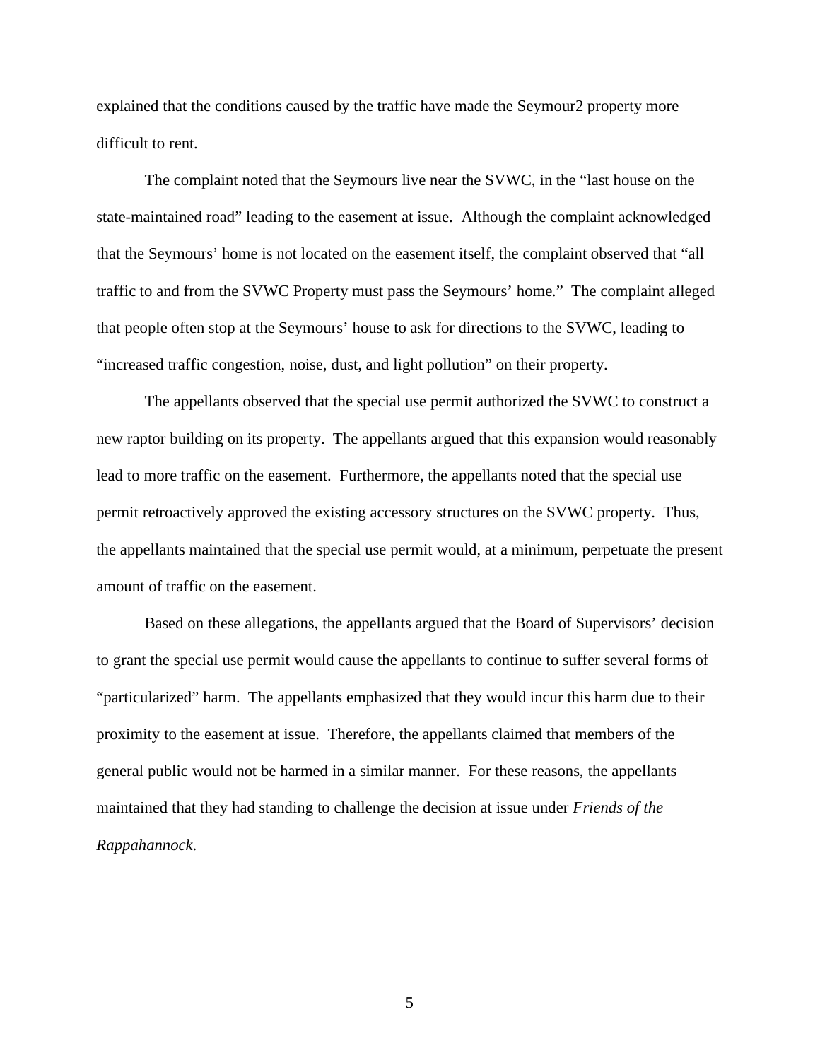explained that the conditions caused by the traffic have made the Seymour2 property more difficult to rent.

The complaint noted that the Seymours live near the SVWC, in the "last house on the state-maintained road" leading to the easement at issue. Although the complaint acknowledged that the Seymours' home is not located on the easement itself, the complaint observed that "all traffic to and from the SVWC Property must pass the Seymours' home." The complaint alleged that people often stop at the Seymours' house to ask for directions to the SVWC, leading to "increased traffic congestion, noise, dust, and light pollution" on their property.

The appellants observed that the special use permit authorized the SVWC to construct a new raptor building on its property. The appellants argued that this expansion would reasonably lead to more traffic on the easement. Furthermore, the appellants noted that the special use permit retroactively approved the existing accessory structures on the SVWC property. Thus, the appellants maintained that the special use permit would, at a minimum, perpetuate the present amount of traffic on the easement.

Based on these allegations, the appellants argued that the Board of Supervisors' decision to grant the special use permit would cause the appellants to continue to suffer several forms of "particularized" harm. The appellants emphasized that they would incur this harm due to their proximity to the easement at issue. Therefore, the appellants claimed that members of the general public would not be harmed in a similar manner. For these reasons, the appellants maintained that they had standing to challenge the decision at issue under *Friends of the Rappahannock*.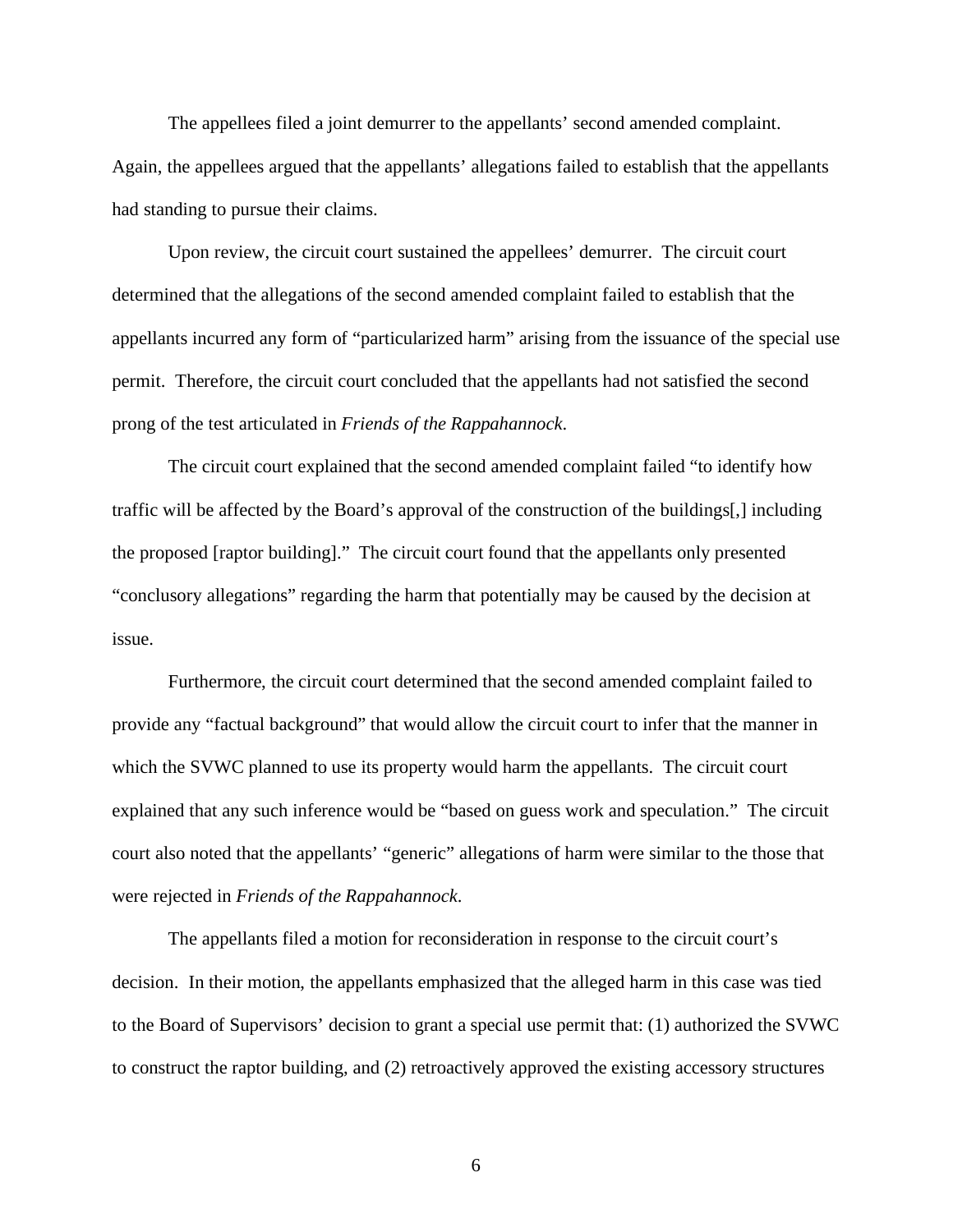The appellees filed a joint demurrer to the appellants' second amended complaint. Again, the appellees argued that the appellants' allegations failed to establish that the appellants had standing to pursue their claims.

Upon review, the circuit court sustained the appellees' demurrer. The circuit court determined that the allegations of the second amended complaint failed to establish that the appellants incurred any form of "particularized harm" arising from the issuance of the special use permit. Therefore, the circuit court concluded that the appellants had not satisfied the second prong of the test articulated in *Friends of the Rappahannock*.

The circuit court explained that the second amended complaint failed "to identify how traffic will be affected by the Board's approval of the construction of the buildings[,] including the proposed [raptor building]." The circuit court found that the appellants only presented "conclusory allegations" regarding the harm that potentially may be caused by the decision at issue.

Furthermore, the circuit court determined that the second amended complaint failed to provide any "factual background" that would allow the circuit court to infer that the manner in which the SVWC planned to use its property would harm the appellants. The circuit court explained that any such inference would be "based on guess work and speculation." The circuit court also noted that the appellants' "generic" allegations of harm were similar to the those that were rejected in *Friends of the Rappahannock*.

The appellants filed a motion for reconsideration in response to the circuit court's decision. In their motion, the appellants emphasized that the alleged harm in this case was tied to the Board of Supervisors' decision to grant a special use permit that: (1) authorized the SVWC to construct the raptor building, and (2) retroactively approved the existing accessory structures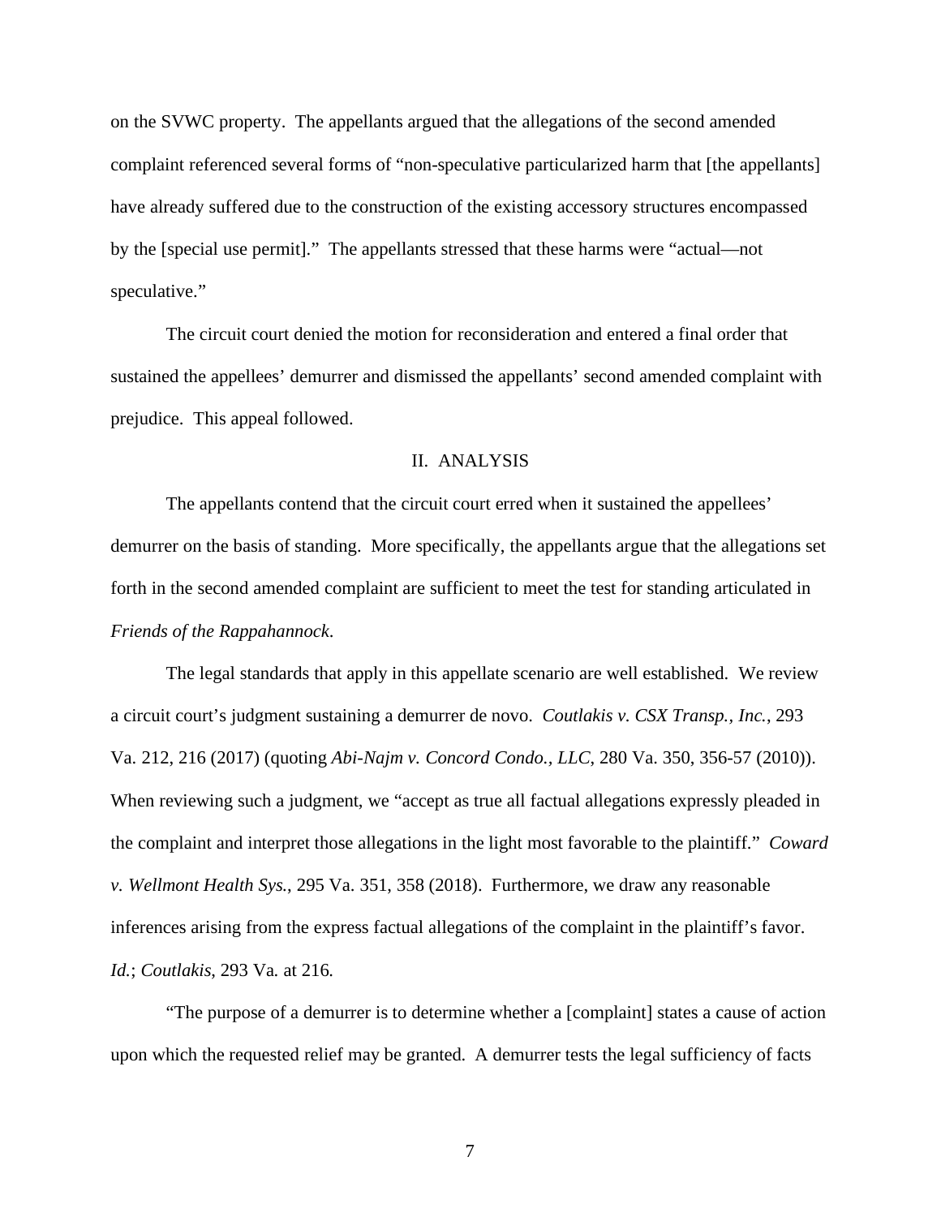on the SVWC property. The appellants argued that the allegations of the second amended complaint referenced several forms of "non-speculative particularized harm that [the appellants] have already suffered due to the construction of the existing accessory structures encompassed by the [special use permit]." The appellants stressed that these harms were "actual—not speculative."

The circuit court denied the motion for reconsideration and entered a final order that sustained the appellees' demurrer and dismissed the appellants' second amended complaint with prejudice. This appeal followed.

## II. ANALYSIS

The appellants contend that the circuit court erred when it sustained the appellees' demurrer on the basis of standing. More specifically, the appellants argue that the allegations set forth in the second amended complaint are sufficient to meet the test for standing articulated in *Friends of the Rappahannock*.

The legal standards that apply in this appellate scenario are well established. We review a circuit court's judgment sustaining a demurrer de novo. *Coutlakis v. CSX Transp., Inc.*, 293 Va. 212, 216 (2017) (quoting *Abi-Najm v. Concord Condo., LLC*, 280 Va. 350, 356-57 (2010)). When reviewing such a judgment, we "accept as true all factual allegations expressly pleaded in the complaint and interpret those allegations in the light most favorable to the plaintiff." *Coward v. Wellmont Health Sys.*, 295 Va. 351, 358 (2018). Furthermore, we draw any reasonable inferences arising from the express factual allegations of the complaint in the plaintiff's favor. *Id.*; *Coutlakis*, 293 Va. at 216.

"The purpose of a demurrer is to determine whether a [complaint] states a cause of action upon which the requested relief may be granted. A demurrer tests the legal sufficiency of facts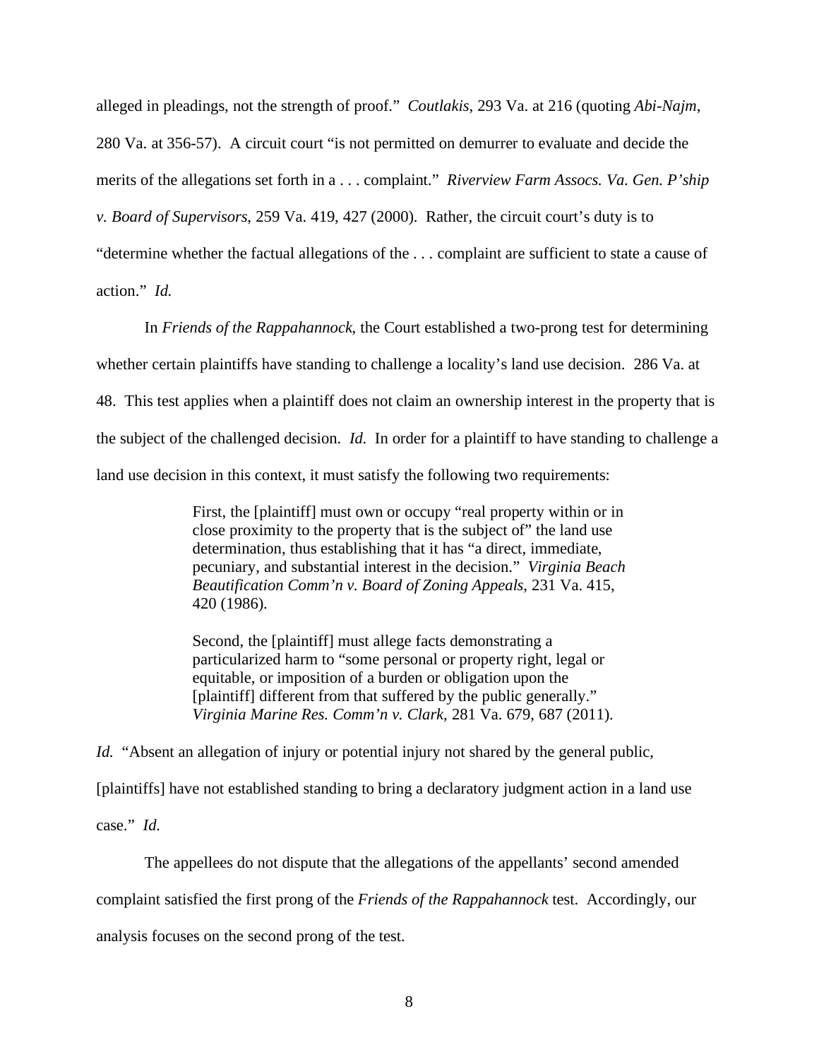alleged in pleadings, not the strength of proof." *Coutlakis*, 293 Va. at 216 (quoting *Abi-Najm*, 280 Va. at 356-57). A circuit court "is not permitted on demurrer to evaluate and decide the merits of the allegations set forth in a . . . complaint." *Riverview Farm Assocs. Va. Gen. P'ship v. Board of Supervisors*, 259 Va. 419, 427 (2000). Rather, the circuit court's duty is to "determine whether the factual allegations of the . . . complaint are sufficient to state a cause of action." *Id.*

In *Friends of the Rappahannock*, the Court established a two-prong test for determining whether certain plaintiffs have standing to challenge a locality's land use decision. 286 Va. at 48. This test applies when a plaintiff does not claim an ownership interest in the property that is the subject of the challenged decision. *Id.* In order for a plaintiff to have standing to challenge a land use decision in this context, it must satisfy the following two requirements:

> First, the [plaintiff] must own or occupy "real property within or in close proximity to the property that is the subject of" the land use determination, thus establishing that it has "a direct, immediate, pecuniary, and substantial interest in the decision." *Virginia Beach Beautification Comm'n v. Board of Zoning Appeals*, 231 Va. 415, 420 (1986).
>
> Second, the [plaintiff] must allege facts demonstrating a particularized harm to "some personal or property right, legal or equitable, or imposition of a burden or obligation upon the [plaintiff] different from that suffered by the public generally." *Virginia Marine Res. Comm'n v. Clark*, 281 Va. 679, 687 (2011).

*Id.* "Absent an allegation of injury or potential injury not shared by the general public, [plaintiffs] have not established standing to bring a declaratory judgment action in a land use case." *Id.*

The appellees do not dispute that the allegations of the appellants' second amended complaint satisfied the first prong of the *Friends of the Rappahannock* test. Accordingly, our analysis focuses on the second prong of the test.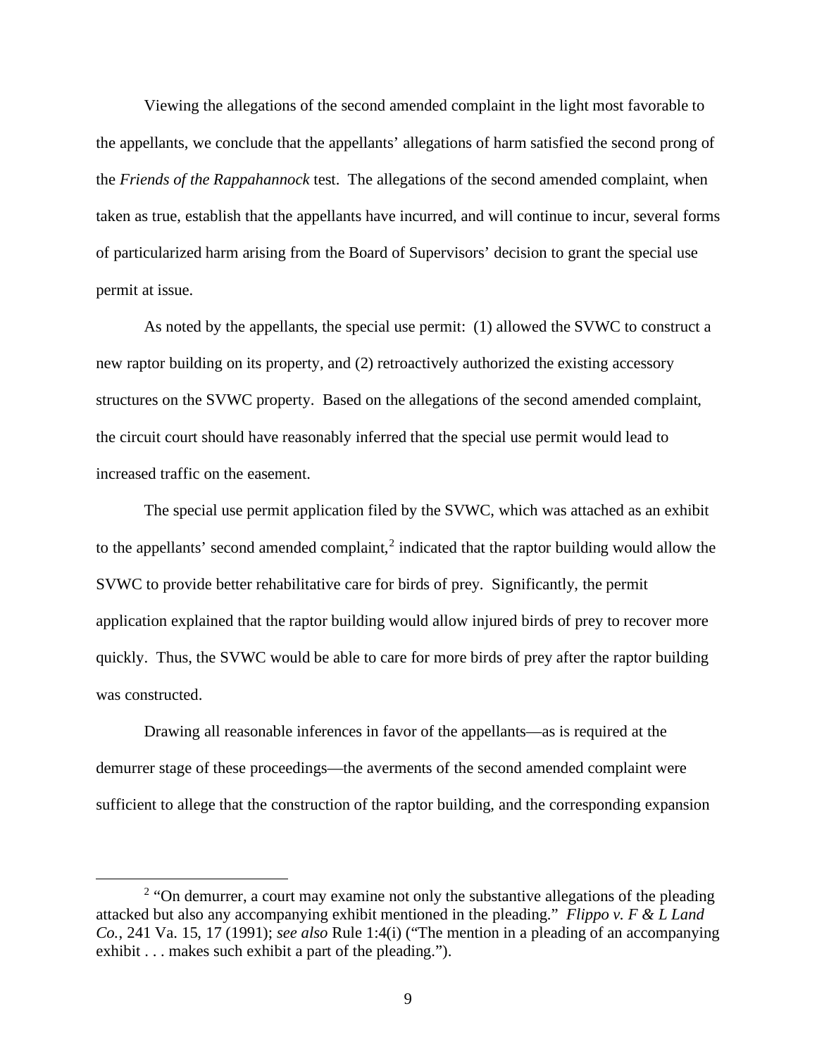Viewing the allegations of the second amended complaint in the light most favorable to the appellants, we conclude that the appellants' allegations of harm satisfied the second prong of the *Friends of the Rappahannock* test. The allegations of the second amended complaint, when taken as true, establish that the appellants have incurred, and will continue to incur, several forms of particularized harm arising from the Board of Supervisors' decision to grant the special use permit at issue.

As noted by the appellants, the special use permit: (1) allowed the SVWC to construct a new raptor building on its property, and (2) retroactively authorized the existing accessory structures on the SVWC property. Based on the allegations of the second amended complaint, the circuit court should have reasonably inferred that the special use permit would lead to increased traffic on the easement.

The special use permit application filed by the SVWC, which was attached as an exhibit to the appellants' second amended complaint,[2] indicated that the raptor building would allow the SVWC to provide better rehabilitative care for birds of prey. Significantly, the permit application explained that the raptor building would allow injured birds of prey to recover more quickly. Thus, the SVWC would be able to care for more birds of prey after the raptor building was constructed.

Drawing all reasonable inferences in favor of the appellants—as is required at the demurrer stage of these proceedings—the averments of the second amended complaint were sufficient to allege that the construction of the raptor building, and the corresponding expansion

---

[2] "On demurrer, a court may examine not only the substantive allegations of the pleading attacked but also any accompanying exhibit mentioned in the pleading." *Flippo v. F & L Land Co.*, 241 Va. 15, 17 (1991); *see also* Rule 1:4(i) ("The mention in a pleading of an accompanying exhibit . . . makes such exhibit a part of the pleading.").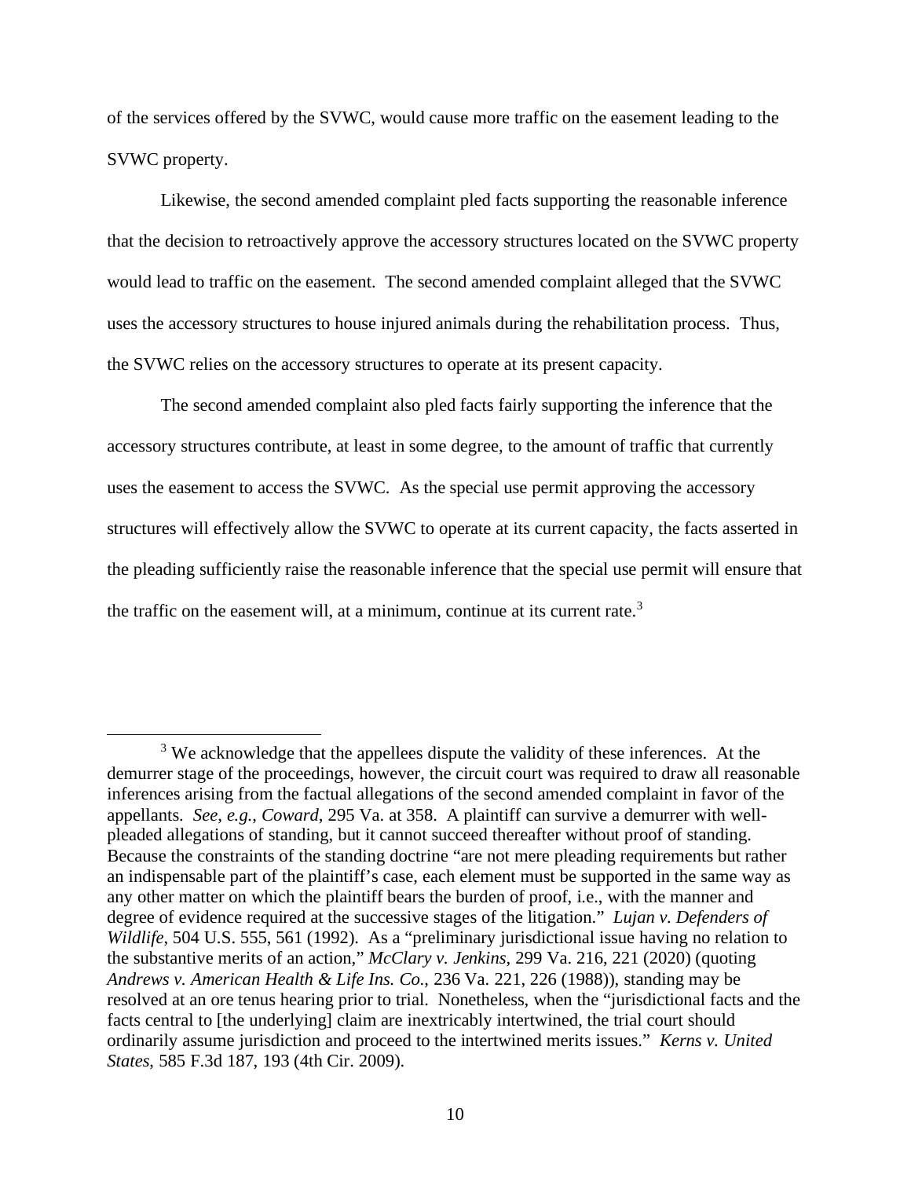of the services offered by the SVWC, would cause more traffic on the easement leading to the SVWC property.

Likewise, the second amended complaint pled facts supporting the reasonable inference that the decision to retroactively approve the accessory structures located on the SVWC property would lead to traffic on the easement. The second amended complaint alleged that the SVWC uses the accessory structures to house injured animals during the rehabilitation process. Thus, the SVWC relies on the accessory structures to operate at its present capacity.

The second amended complaint also pled facts fairly supporting the inference that the accessory structures contribute, at least in some degree, to the amount of traffic that currently uses the easement to access the SVWC. As the special use permit approving the accessory structures will effectively allow the SVWC to operate at its current capacity, the facts asserted in the pleading sufficiently raise the reasonable inference that the special use permit will ensure that the traffic on the easement will, at a minimum, continue at its current rate.[3]

---

[3] We acknowledge that the appellees dispute the validity of these inferences. At the demurrer stage of the proceedings, however, the circuit court was required to draw all reasonable inferences arising from the factual allegations of the second amended complaint in favor of the appellants. *See, e.g.*, *Coward*, 295 Va. at 358. A plaintiff can survive a demurrer with well-pleaded allegations of standing, but it cannot succeed thereafter without proof of standing. Because the constraints of the standing doctrine "are not mere pleading requirements but rather an indispensable part of the plaintiff's case, each element must be supported in the same way as any other matter on which the plaintiff bears the burden of proof, i.e., with the manner and degree of evidence required at the successive stages of the litigation." *Lujan v. Defenders of Wildlife*, 504 U.S. 555, 561 (1992). As a "preliminary jurisdictional issue having no relation to the substantive merits of an action," *McClary v. Jenkins*, 299 Va. 216, 221 (2020) (quoting *Andrews v. American Health & Life Ins. Co.*, 236 Va. 221, 226 (1988)), standing may be resolved at an ore tenus hearing prior to trial. Nonetheless, when the "jurisdictional facts and the facts central to [the underlying] claim are inextricably intertwined, the trial court should ordinarily assume jurisdiction and proceed to the intertwined merits issues." *Kerns v. United States*, 585 F.3d 187, 193 (4th Cir. 2009).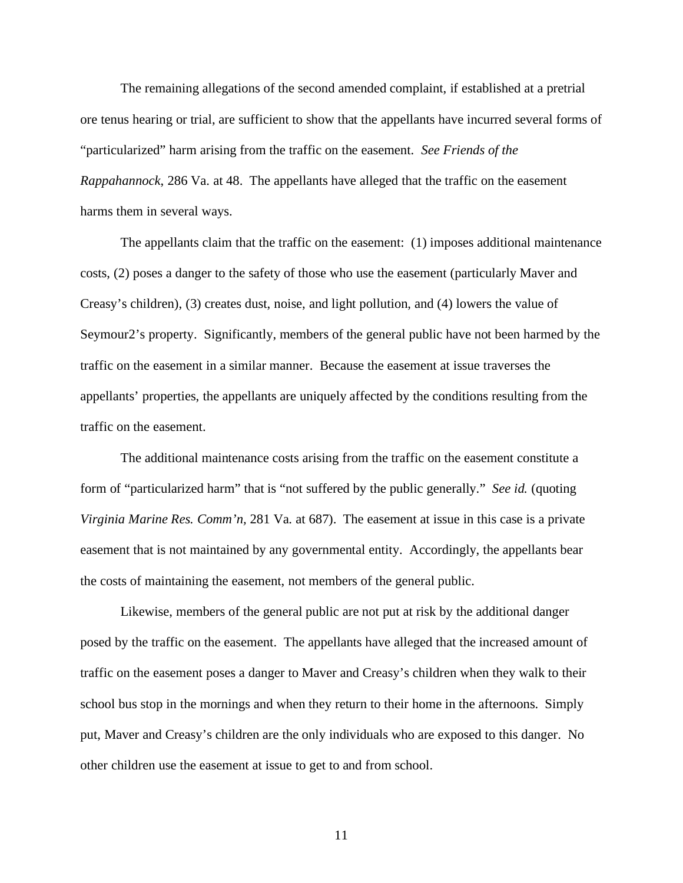The remaining allegations of the second amended complaint, if established at a pretrial ore tenus hearing or trial, are sufficient to show that the appellants have incurred several forms of "particularized" harm arising from the traffic on the easement. *See Friends of the Rappahannock*, 286 Va. at 48. The appellants have alleged that the traffic on the easement harms them in several ways.

The appellants claim that the traffic on the easement: (1) imposes additional maintenance costs, (2) poses a danger to the safety of those who use the easement (particularly Maver and Creasy's children), (3) creates dust, noise, and light pollution, and (4) lowers the value of Seymour2's property. Significantly, members of the general public have not been harmed by the traffic on the easement in a similar manner. Because the easement at issue traverses the appellants' properties, the appellants are uniquely affected by the conditions resulting from the traffic on the easement.

The additional maintenance costs arising from the traffic on the easement constitute a form of "particularized harm" that is "not suffered by the public generally." *See id.* (quoting *Virginia Marine Res. Comm'n*, 281 Va. at 687). The easement at issue in this case is a private easement that is not maintained by any governmental entity. Accordingly, the appellants bear the costs of maintaining the easement, not members of the general public.

Likewise, members of the general public are not put at risk by the additional danger posed by the traffic on the easement. The appellants have alleged that the increased amount of traffic on the easement poses a danger to Maver and Creasy's children when they walk to their school bus stop in the mornings and when they return to their home in the afternoons. Simply put, Maver and Creasy's children are the only individuals who are exposed to this danger. No other children use the easement at issue to get to and from school.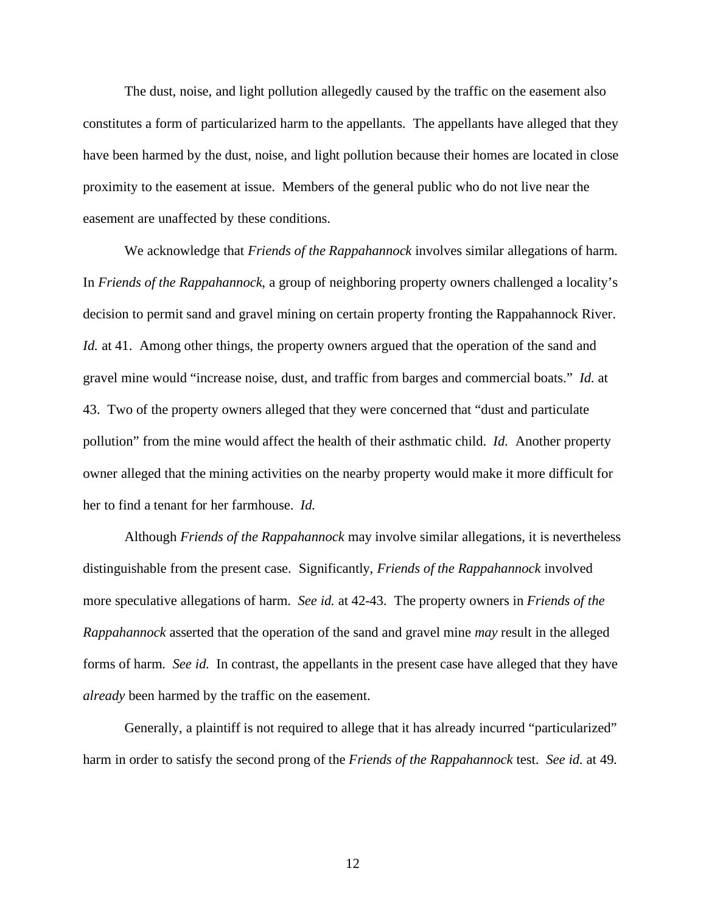The dust, noise, and light pollution allegedly caused by the traffic on the easement also constitutes a form of particularized harm to the appellants. The appellants have alleged that they have been harmed by the dust, noise, and light pollution because their homes are located in close proximity to the easement at issue. Members of the general public who do not live near the easement are unaffected by these conditions.

We acknowledge that *Friends of the Rappahannock* involves similar allegations of harm. In *Friends of the Rappahannock*, a group of neighboring property owners challenged a locality's decision to permit sand and gravel mining on certain property fronting the Rappahannock River. *Id.* at 41. Among other things, the property owners argued that the operation of the sand and gravel mine would "increase noise, dust, and traffic from barges and commercial boats." *Id.* at 43. Two of the property owners alleged that they were concerned that "dust and particulate pollution" from the mine would affect the health of their asthmatic child. *Id.* Another property owner alleged that the mining activities on the nearby property would make it more difficult for her to find a tenant for her farmhouse. *Id.*

Although *Friends of the Rappahannock* may involve similar allegations, it is nevertheless distinguishable from the present case. Significantly, *Friends of the Rappahannock* involved more speculative allegations of harm. *See id.* at 42-43. The property owners in *Friends of the Rappahannock* asserted that the operation of the sand and gravel mine *may* result in the alleged forms of harm. *See id.* In contrast, the appellants in the present case have alleged that they have *already* been harmed by the traffic on the easement.

Generally, a plaintiff is not required to allege that it has already incurred "particularized" harm in order to satisfy the second prong of the *Friends of the Rappahannock* test. *See id.* at 49.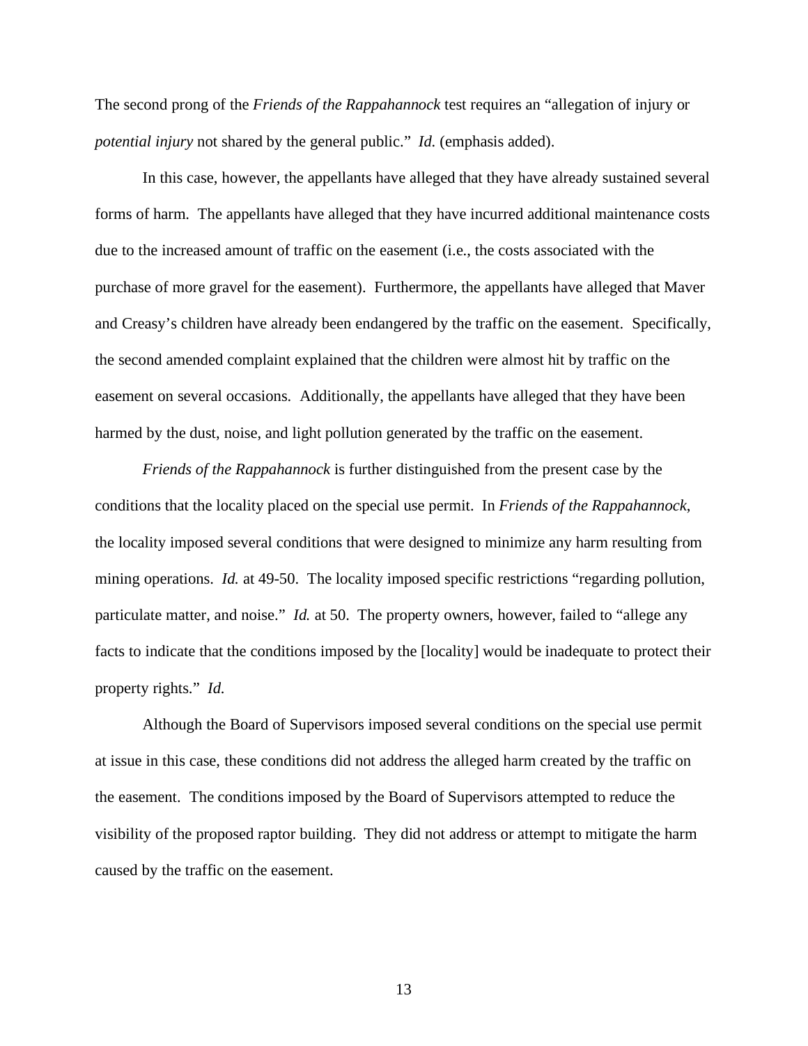The second prong of the *Friends of the Rappahannock* test requires an "allegation of injury or *potential injury* not shared by the general public." *Id.* (emphasis added).

In this case, however, the appellants have alleged that they have already sustained several forms of harm. The appellants have alleged that they have incurred additional maintenance costs due to the increased amount of traffic on the easement (i.e., the costs associated with the purchase of more gravel for the easement). Furthermore, the appellants have alleged that Maver and Creasy's children have already been endangered by the traffic on the easement. Specifically, the second amended complaint explained that the children were almost hit by traffic on the easement on several occasions. Additionally, the appellants have alleged that they have been harmed by the dust, noise, and light pollution generated by the traffic on the easement.

*Friends of the Rappahannock* is further distinguished from the present case by the conditions that the locality placed on the special use permit. In *Friends of the Rappahannock*, the locality imposed several conditions that were designed to minimize any harm resulting from mining operations. *Id.* at 49-50. The locality imposed specific restrictions "regarding pollution, particulate matter, and noise." *Id.* at 50. The property owners, however, failed to "allege any facts to indicate that the conditions imposed by the [locality] would be inadequate to protect their property rights." *Id.*

Although the Board of Supervisors imposed several conditions on the special use permit at issue in this case, these conditions did not address the alleged harm created by the traffic on the easement. The conditions imposed by the Board of Supervisors attempted to reduce the visibility of the proposed raptor building. They did not address or attempt to mitigate the harm caused by the traffic on the easement.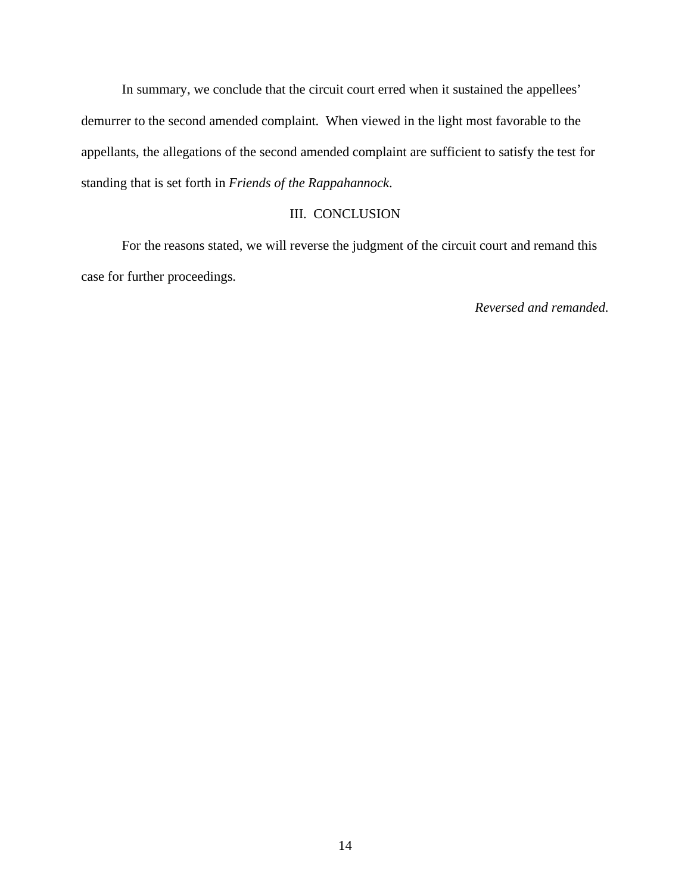In summary, we conclude that the circuit court erred when it sustained the appellees' demurrer to the second amended complaint. When viewed in the light most favorable to the appellants, the allegations of the second amended complaint are sufficient to satisfy the test for standing that is set forth in *Friends of the Rappahannock*.

## III. CONCLUSION

For the reasons stated, we will reverse the judgment of the circuit court and remand this case for further proceedings.

*Reversed and remanded.*